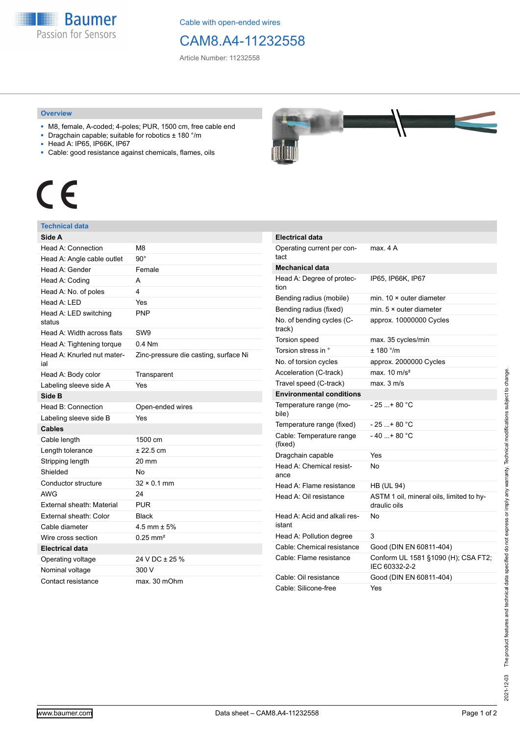Baumer
Passion for Sensors

Cable with open-ended wires

# CAM8.A4-11232558

Article Number: 11232558

## Overview

- M8, female, A-coded; 4-poles; PUR, 1500 cm, free cable end
- Dragchain capable; suitable for robotics ± 180 °/m
- Head A: IP65, IP66K, IP67
- Cable: good resistance against chemicals, flames, oils

CE

## Technical data

| **Side A** | |
|---|---|
| Head A: Connection | M8 |
| Head A: Angle cable outlet | 90° |
| Head A: Gender | Female |
| Head A: Coding | A |
| Head A: No. of poles | 4 |
| Head A: LED | Yes |
| Head A: LED switching status | PNP |
| Head A: Width across flats | SW9 |
| Head A: Tightening torque | 0.4 Nm |
| Head A: Knurled nut material | Zinc-pressure die casting, surface Ni |
| Head A: Body color | Transparent |
| Labeling sleeve side A | Yes |
| **Side B** | |
| Head B: Connection | Open-ended wires |
| Labeling sleeve side B | Yes |
| **Cables** | |
| Cable length | 1500 cm |
| Length tolerance | ± 22.5 cm |
| Stripping length | 20 mm |
| Shielded | No |
| Conductor structure | 32 × 0.1 mm |
| AWG | 24 |
| External sheath: Material | PUR |
| External sheath: Color | Black |
| Cable diameter | 4.5 mm ± 5% |
| Wire cross section | 0.25 mm² |
| **Electrical data** | |
| Operating voltage | 24 V DC ± 25 % |
| Nominal voltage | 300 V |
| Contact resistance | max. 30 mOhm |

| **Electrical data** | |
|---|---|
| Operating current per contact | max. 4 A |
| **Mechanical data** | |
| Head A: Degree of protection | IP65, IP66K, IP67 |
| Bending radius (mobile) | min. 10 × outer diameter |
| Bending radius (fixed) | min. 5 × outer diameter |
| No. of bending cycles (C-track) | approx. 10000000 Cycles |
| Torsion speed | max. 35 cycles/min |
| Torsion stress in ° | ± 180 °/m |
| No. of torsion cycles | approx. 2000000 Cycles |
| Acceleration (C-track) | max. 10 m/s² |
| Travel speed (C-track) | max. 3 m/s |
| **Environmental conditions** | |
| Temperature range (mobile) | - 25 ...+ 80 °C |
| Temperature range (fixed) | - 25 ...+ 80 °C |
| Cable: Temperature range (fixed) | - 40 ...+ 80 °C |
| Dragchain capable | Yes |
| Head A: Chemical resistance | No |
| Head A: Flame resistance | HB (UL 94) |
| Head A: Oil resistance | ASTM 1 oil, mineral oils, limited to hydraulic oils |
| Head A: Acid and alkali resistant | No |
| Head A: Pollution degree | 3 |
| Cable: Chemical resistance | Good (DIN EN 60811-404) |
| Cable: Flame resistance | Conform UL 1581 §1090 (H); CSA FT2; IEC 60332-2-2 |
| Cable: Oil resistance | Good (DIN EN 60811-404) |
| Cable: Silicone-free | Yes |

2021-12-03 The product features and technical data specified do not express or imply any warranty. Technical modifications subject to change.

www.baumer.com Data sheet – CAM8.A4-11232558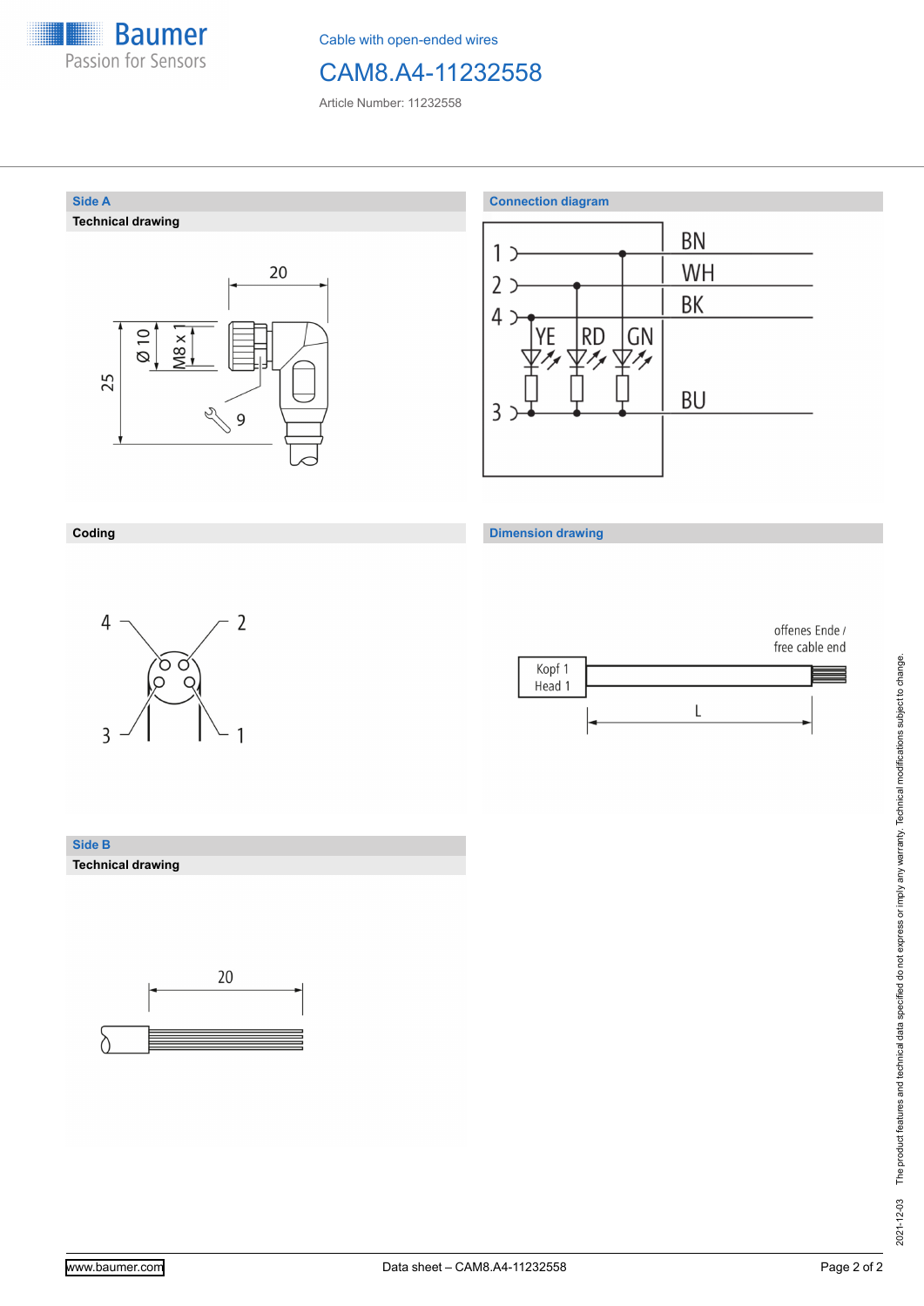Cable with open-ended wires

# CAM8.A4-11232558

Article Number: 11232558

## Side A

### Technical drawing

20

25

Ø 10

M8 x 1

9

## Connection diagram

1
2
4
3

BN
WH
BK
BU

YE
RD
GN

### Coding

4
2
3
1

## Dimension drawing

Kopf 1
Head 1

offenes Ende /
free cable end

L

## Side B

### Technical drawing

20

The product features and technical data specified do not express or imply any warranty. Technical modifications subject to change.

2021-12-03

www.baumer.com

Data sheet – CAM8.A4-11232558